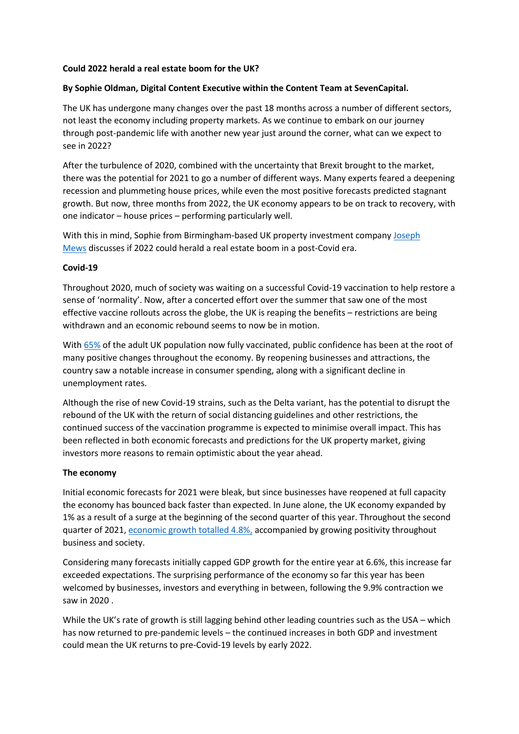**Could 2022 herald a real estate boom for the UK?**

**By Sophie Oldman, Digital Content Executive within the Content Team at SevenCapital.**

The UK has undergone many changes over the past 18 months across a number of different sectors, not least the economy including property markets. As we continue to embark on our journey through post-pandemic life with another new year just around the corner, what can we expect to see in 2022?

After the turbulence of 2020, combined with the uncertainty that Brexit brought to the market, there was the potential for 2021 to go a number of different ways. Many experts feared a deepening recession and plummeting house prices, while even the most positive forecasts predicted stagnant growth. But now, three months from 2022, the UK economy appears to be on track to recovery, with one indicator – house prices – performing particularly well.

With this in mind, Sophie from Birmingham-based UK property investment company Joseph Mews discusses if 2022 could herald a real estate boom in a post-Covid era.

**Covid-19**

Throughout 2020, much of society was waiting on a successful Covid-19 vaccination to help restore a sense of 'normality'. Now, after a concerted effort over the summer that saw one of the most effective vaccine rollouts across the globe, the UK is reaping the benefits – restrictions are being withdrawn and an economic rebound seems to now be in motion.

With 65% of the adult UK population now fully vaccinated, public confidence has been at the root of many positive changes throughout the economy. By reopening businesses and attractions, the country saw a notable increase in consumer spending, along with a significant decline in unemployment rates.

Although the rise of new Covid-19 strains, such as the Delta variant, has the potential to disrupt the rebound of the UK with the return of social distancing guidelines and other restrictions, the continued success of the vaccination programme is expected to minimise overall impact. This has been reflected in both economic forecasts and predictions for the UK property market, giving investors more reasons to remain optimistic about the year ahead.

**The economy**

Initial economic forecasts for 2021 were bleak, but since businesses have reopened at full capacity the economy has bounced back faster than expected. In June alone, the UK economy expanded by 1% as a result of a surge at the beginning of the second quarter of this year. Throughout the second quarter of 2021, economic growth totalled 4.8%, accompanied by growing positivity throughout business and society.

Considering many forecasts initially capped GDP growth for the entire year at 6.6%, this increase far exceeded expectations. The surprising performance of the economy so far this year has been welcomed by businesses, investors and everything in between, following the 9.9% contraction we saw in 2020 .

While the UK's rate of growth is still lagging behind other leading countries such as the USA – which has now returned to pre-pandemic levels – the continued increases in both GDP and investment could mean the UK returns to pre-Covid-19 levels by early 2022.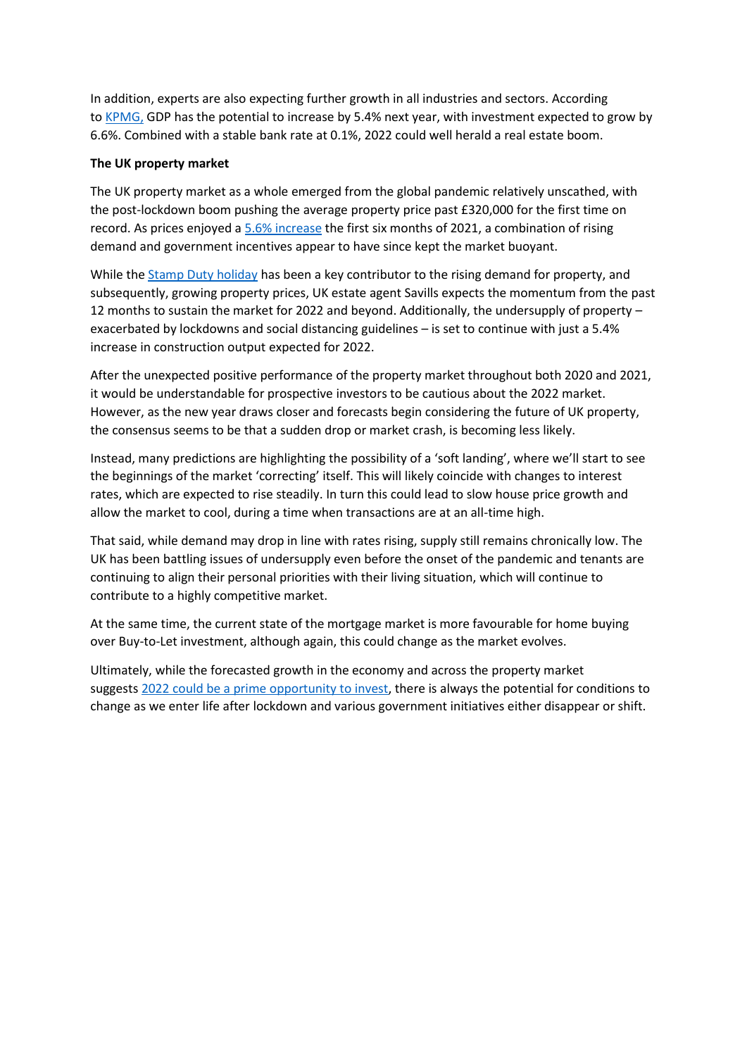In addition, experts are also expecting further growth in all industries and sectors. According to KPMG, GDP has the potential to increase by 5.4% next year, with investment expected to grow by 6.6%. Combined with a stable bank rate at 0.1%, 2022 could well herald a real estate boom.

**The UK property market**

The UK property market as a whole emerged from the global pandemic relatively unscathed, with the post-lockdown boom pushing the average property price past £320,000 for the first time on record. As prices enjoyed a 5.6% increase the first six months of 2021, a combination of rising demand and government incentives appear to have since kept the market buoyant.

While the Stamp Duty holiday has been a key contributor to the rising demand for property, and subsequently, growing property prices, UK estate agent Savills expects the momentum from the past 12 months to sustain the market for 2022 and beyond. Additionally, the undersupply of property – exacerbated by lockdowns and social distancing guidelines – is set to continue with just a 5.4% increase in construction output expected for 2022.

After the unexpected positive performance of the property market throughout both 2020 and 2021, it would be understandable for prospective investors to be cautious about the 2022 market. However, as the new year draws closer and forecasts begin considering the future of UK property, the consensus seems to be that a sudden drop or market crash, is becoming less likely.

Instead, many predictions are highlighting the possibility of a 'soft landing', where we'll start to see the beginnings of the market 'correcting' itself. This will likely coincide with changes to interest rates, which are expected to rise steadily. In turn this could lead to slow house price growth and allow the market to cool, during a time when transactions are at an all-time high.

That said, while demand may drop in line with rates rising, supply still remains chronically low. The UK has been battling issues of undersupply even before the onset of the pandemic and tenants are continuing to align their personal priorities with their living situation, which will continue to contribute to a highly competitive market.

At the same time, the current state of the mortgage market is more favourable for home buying over Buy-to-Let investment, although again, this could change as the market evolves.

Ultimately, while the forecasted growth in the economy and across the property market suggests 2022 could be a prime opportunity to invest, there is always the potential for conditions to change as we enter life after lockdown and various government initiatives either disappear or shift.